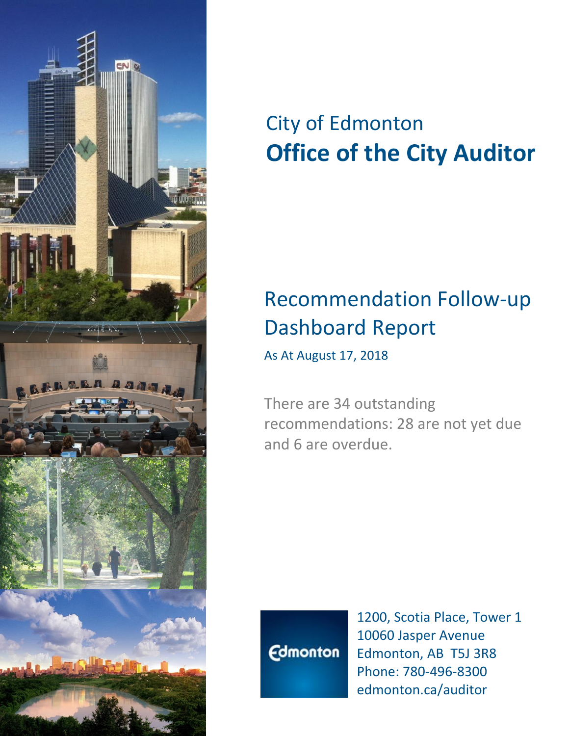City of Edmonton

# Office of the City Auditor

## Recommendation Follow-up Dashboard Report

As At August 17, 2018

There are 34 outstanding recommendations: 28 are not yet due and 6 are overdue.

Edmonton

1200, Scotia Place, Tower 1
10060 Jasper Avenue
Edmonton, AB T5J 3R8
Phone: 780-496-8300
edmonton.ca/auditor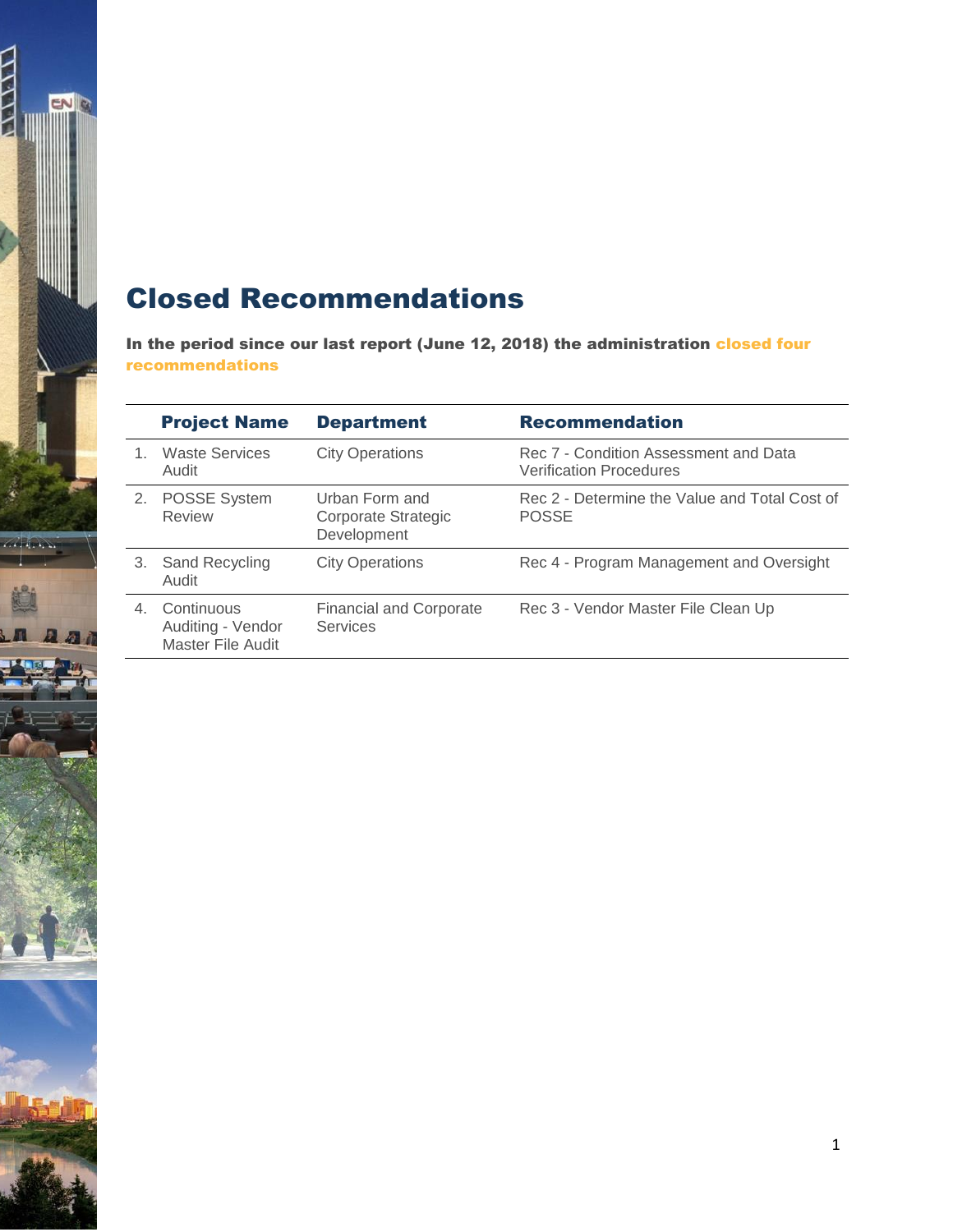# Closed Recommendations

**In the period since our last report (June 12, 2018) the administration closed four recommendations**

| | Project Name | Department | Recommendation |
|---|---|---|---|
| 1. | Waste Services Audit | City Operations | Rec 7 - Condition Assessment and Data Verification Procedures |
| 2. | POSSE System Review | Urban Form and Corporate Strategic Development | Rec 2 - Determine the Value and Total Cost of POSSE |
| 3. | Sand Recycling Audit | City Operations | Rec 4 - Program Management and Oversight |
| 4. | Continuous Auditing - Vendor Master File Audit | Financial and Corporate Services | Rec 3 - Vendor Master File Clean Up |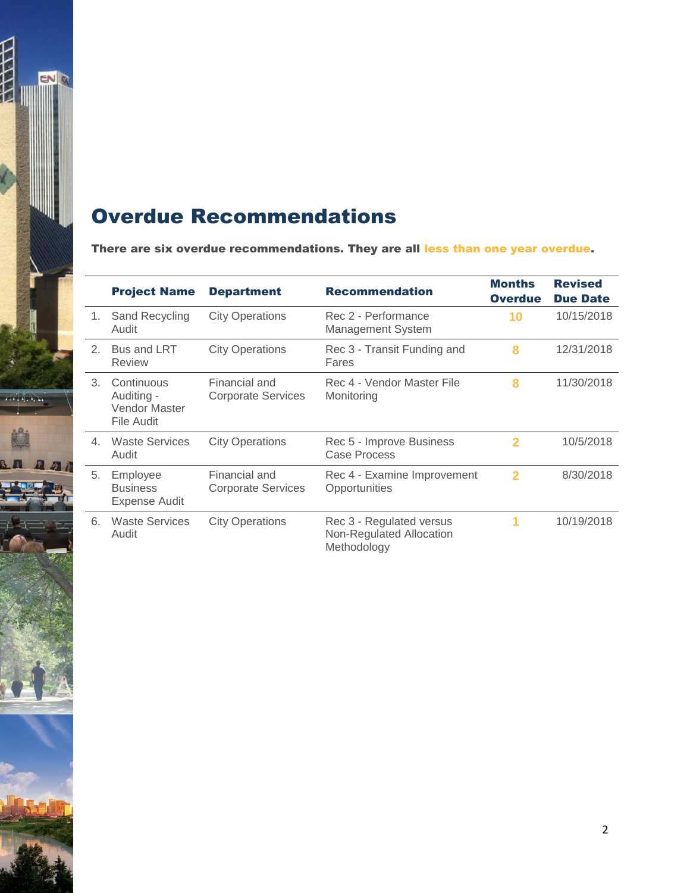# Overdue Recommendations

**There are six overdue recommendations. They are all less than one year overdue.**

| | Project Name | Department | Recommendation | Months Overdue | Revised Due Date |
|---|---|---|---|---|---|
| 1. | Sand Recycling Audit | City Operations | Rec 2 - Performance Management System | 10 | 10/15/2018 |
| 2. | Bus and LRT Review | City Operations | Rec 3 - Transit Funding and Fares | 8 | 12/31/2018 |
| 3. | Continuous Auditing - Vendor Master File Audit | Financial and Corporate Services | Rec 4 - Vendor Master File Monitoring | 8 | 11/30/2018 |
| 4. | Waste Services Audit | City Operations | Rec 5 - Improve Business Case Process | 2 | 10/5/2018 |
| 5. | Employee Business Expense Audit | Financial and Corporate Services | Rec 4 - Examine Improvement Opportunities | 2 | 8/30/2018 |
| 6. | Waste Services Audit | City Operations | Rec 3 - Regulated versus Non-Regulated Allocation Methodology | 1 | 10/19/2018 |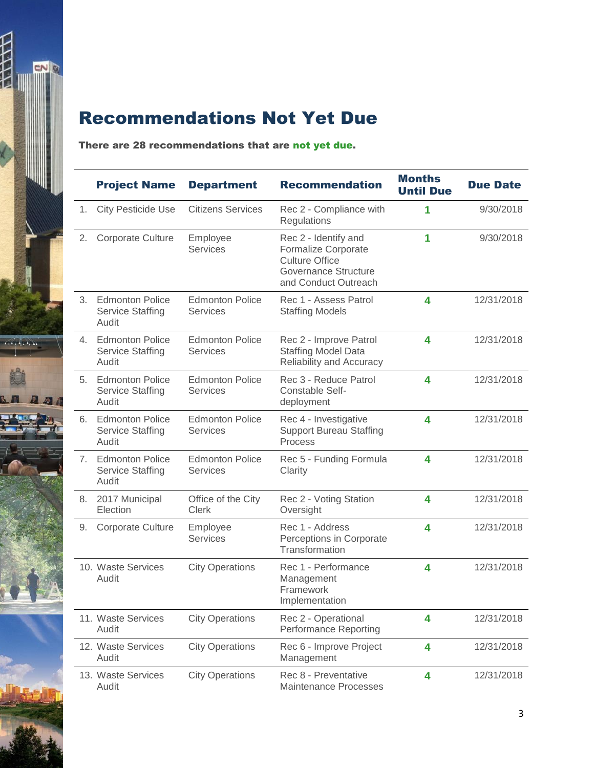# Recommendations Not Yet Due

**There are 28 recommendations that are not yet due.**

| | Project Name | Department | Recommendation | Months Until Due | Due Date |
|---|---|---|---|---|---|
| 1. | City Pesticide Use | Citizens Services | Rec 2 - Compliance with Regulations | 1 | 9/30/2018 |
| 2. | Corporate Culture | Employee Services | Rec 2 - Identify and Formalize Corporate Culture Office Governance Structure and Conduct Outreach | 1 | 9/30/2018 |
| 3. | Edmonton Police Service Staffing Audit | Edmonton Police Services | Rec 1 - Assess Patrol Staffing Models | 4 | 12/31/2018 |
| 4. | Edmonton Police Service Staffing Audit | Edmonton Police Services | Rec 2 - Improve Patrol Staffing Model Data Reliability and Accuracy | 4 | 12/31/2018 |
| 5. | Edmonton Police Service Staffing Audit | Edmonton Police Services | Rec 3 - Reduce Patrol Constable Self-deployment | 4 | 12/31/2018 |
| 6. | Edmonton Police Service Staffing Audit | Edmonton Police Services | Rec 4 - Investigative Support Bureau Staffing Process | 4 | 12/31/2018 |
| 7. | Edmonton Police Service Staffing Audit | Edmonton Police Services | Rec 5 - Funding Formula Clarity | 4 | 12/31/2018 |
| 8. | 2017 Municipal Election | Office of the City Clerk | Rec 2 - Voting Station Oversight | 4 | 12/31/2018 |
| 9. | Corporate Culture | Employee Services | Rec 1 - Address Perceptions in Corporate Transformation | 4 | 12/31/2018 |
| 10. | Waste Services Audit | City Operations | Rec 1 - Performance Management Framework Implementation | 4 | 12/31/2018 |
| 11. | Waste Services Audit | City Operations | Rec 2 - Operational Performance Reporting | 4 | 12/31/2018 |
| 12. | Waste Services Audit | City Operations | Rec 6 - Improve Project Management | 4 | 12/31/2018 |
| 13. | Waste Services Audit | City Operations | Rec 8 - Preventative Maintenance Processes | 4 | 12/31/2018 |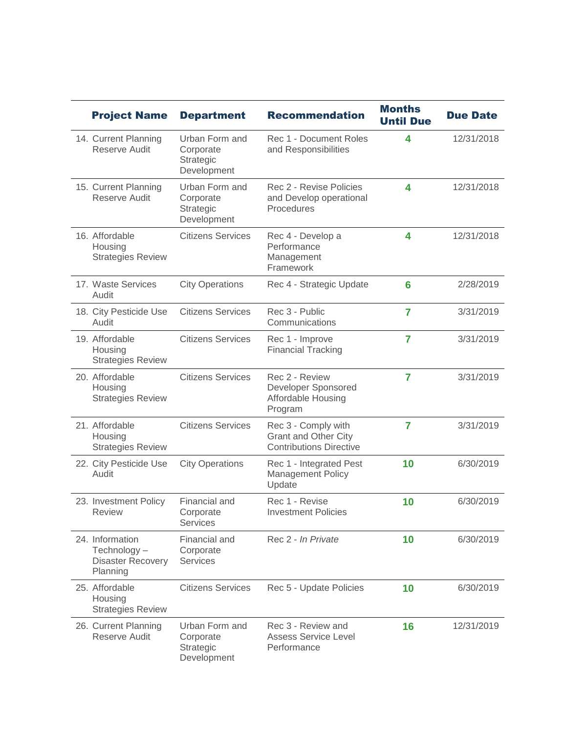| | Project Name | Department | Recommendation | Months Until Due | Due Date |
|---|---|---|---|---|---|
| 14. | Current Planning Reserve Audit | Urban Form and Corporate Strategic Development | Rec 1 - Document Roles and Responsibilities | 4 | 12/31/2018 |
| 15. | Current Planning Reserve Audit | Urban Form and Corporate Strategic Development | Rec 2 - Revise Policies and Develop operational Procedures | 4 | 12/31/2018 |
| 16. | Affordable Housing Strategies Review | Citizens Services | Rec 4 - Develop a Performance Management Framework | 4 | 12/31/2018 |
| 17. | Waste Services Audit | City Operations | Rec 4 - Strategic Update | 6 | 2/28/2019 |
| 18. | City Pesticide Use Audit | Citizens Services | Rec 3 - Public Communications | 7 | 3/31/2019 |
| 19. | Affordable Housing Strategies Review | Citizens Services | Rec 1 - Improve Financial Tracking | 7 | 3/31/2019 |
| 20. | Affordable Housing Strategies Review | Citizens Services | Rec 2 - Review Developer Sponsored Affordable Housing Program | 7 | 3/31/2019 |
| 21. | Affordable Housing Strategies Review | Citizens Services | Rec 3 - Comply with Grant and Other City Contributions Directive | 7 | 3/31/2019 |
| 22. | City Pesticide Use Audit | City Operations | Rec 1 - Integrated Pest Management Policy Update | 10 | 6/30/2019 |
| 23. | Investment Policy Review | Financial and Corporate Services | Rec 1 - Revise Investment Policies | 10 | 6/30/2019 |
| 24. | Information Technology – Disaster Recovery Planning | Financial and Corporate Services | Rec 2 - *In Private* | 10 | 6/30/2019 |
| 25. | Affordable Housing Strategies Review | Citizens Services | Rec 5 - Update Policies | 10 | 6/30/2019 |
| 26. | Current Planning Reserve Audit | Urban Form and Corporate Strategic Development | Rec 3 - Review and Assess Service Level Performance | 16 | 12/31/2019 |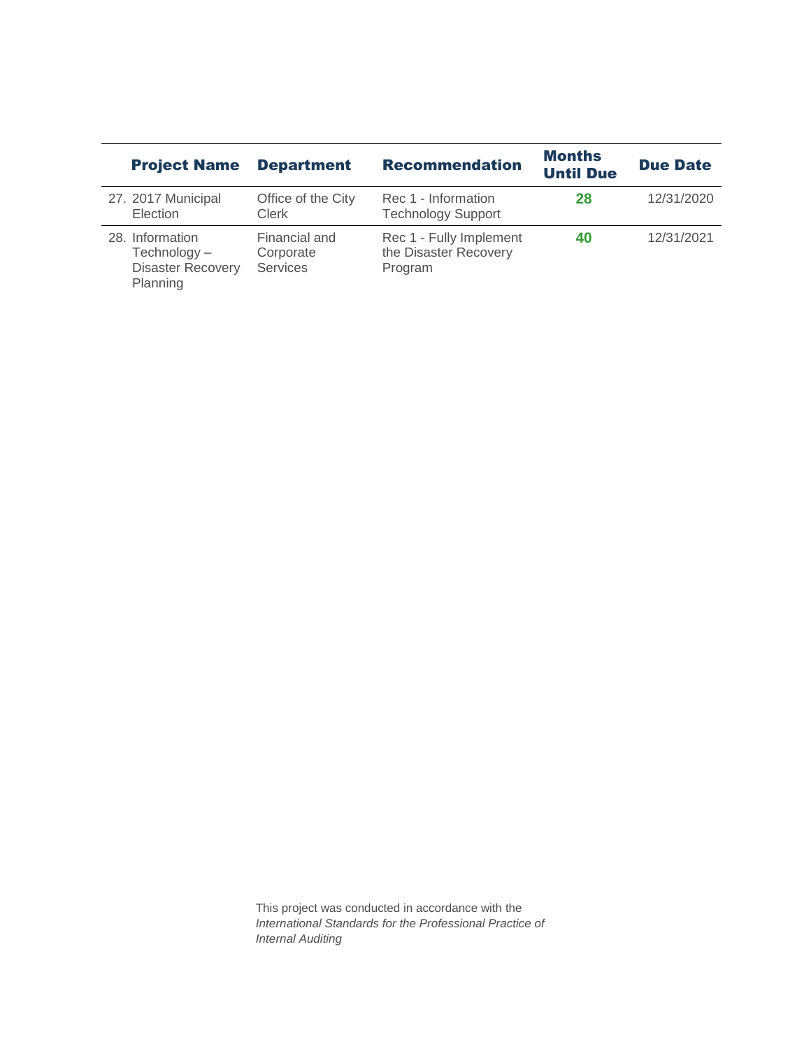| | Project Name | Department | Recommendation | Months Until Due | Due Date |
|---|---|---|---|---|---|
| 27. | 2017 Municipal Election | Office of the City Clerk | Rec 1 - Information Technology Support | 28 | 12/31/2020 |
| 28. | Information Technology – Disaster Recovery Planning | Financial and Corporate Services | Rec 1 - Fully Implement the Disaster Recovery Program | 40 | 12/31/2021 |

This project was conducted in accordance with the *International Standards for the Professional Practice of Internal Auditing*